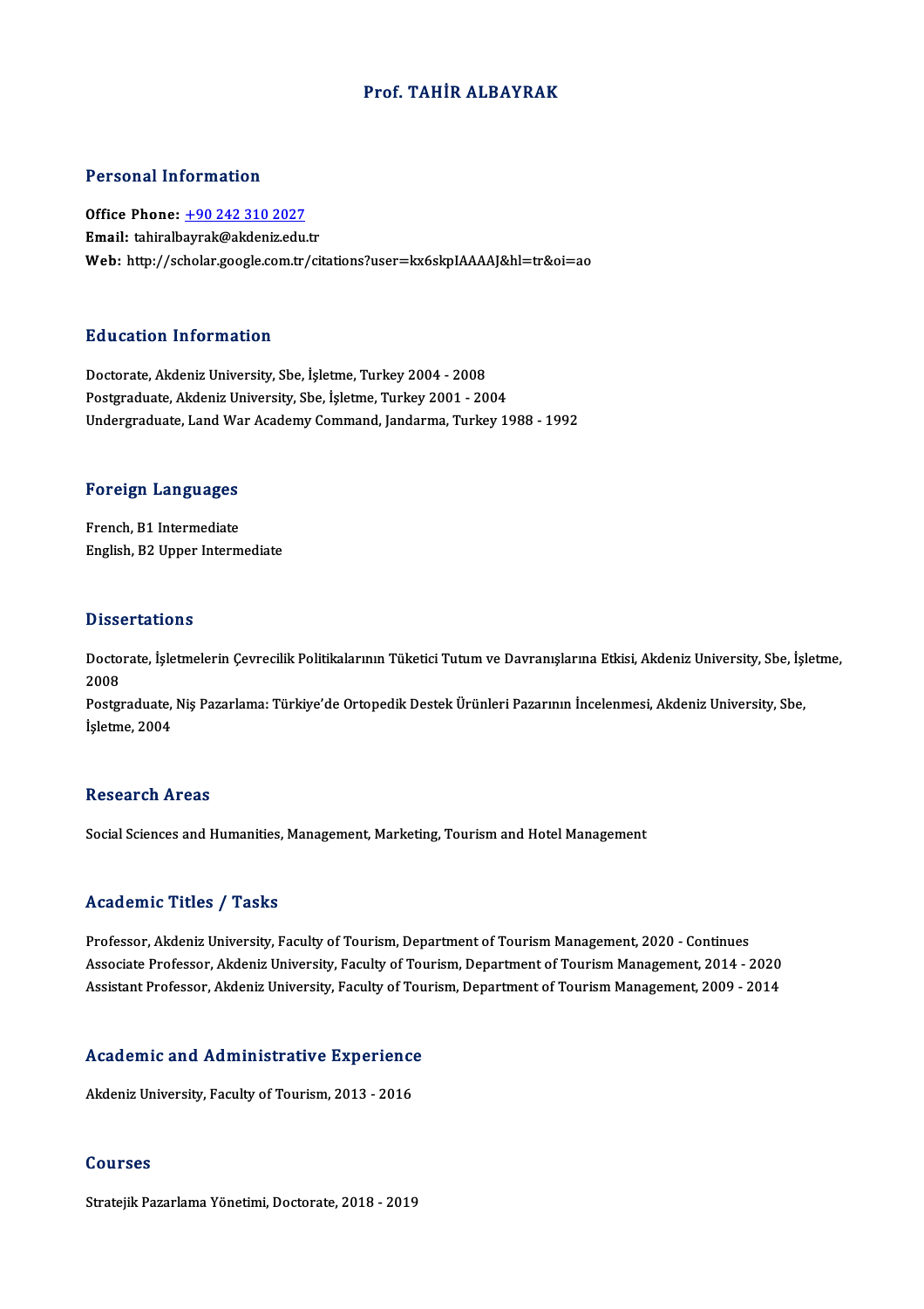# Prof. TAHİR ALBAYRAK

## Personal Information

**Office Phone:** +90 242 310 2027
**Email:** tahiralbayrak@akdeniz.edu.tr
**Web:** http://scholar.google.com.tr/citations?user=kx6skpIAAAAJ&hl=tr&oi=ao

## Education Information

Doctorate, Akdeniz University, Sbe, İşletme, Turkey 2004 - 2008
Postgraduate, Akdeniz University, Sbe, İşletme, Turkey 2001 - 2004
Undergraduate, Land War Academy Command, Jandarma, Turkey 1988 - 1992

## Foreign Languages

French, B1 Intermediate
English, B2 Upper Intermediate

## Dissertations

Doctorate, İşletmelerin Çevrecilik Politikalarının Tüketici Tutum ve Davranışlarına Etkisi, Akdeniz University, Sbe, İşletme, 2008

Postgraduate, Niş Pazarlama: Türkiye'de Ortopedik Destek Ürünleri Pazarının İncelenmesi, Akdeniz University, Sbe, İşletme, 2004

## Research Areas

Social Sciences and Humanities, Management, Marketing, Tourism and Hotel Management

## Academic Titles / Tasks

Professor, Akdeniz University, Faculty of Tourism, Department of Tourism Management, 2020 - Continues
Associate Professor, Akdeniz University, Faculty of Tourism, Department of Tourism Management, 2014 - 2020
Assistant Professor, Akdeniz University, Faculty of Tourism, Department of Tourism Management, 2009 - 2014

## Academic and Administrative Experience

Akdeniz University, Faculty of Tourism, 2013 - 2016

## Courses

Stratejik Pazarlama Yönetimi, Doctorate, 2018 - 2019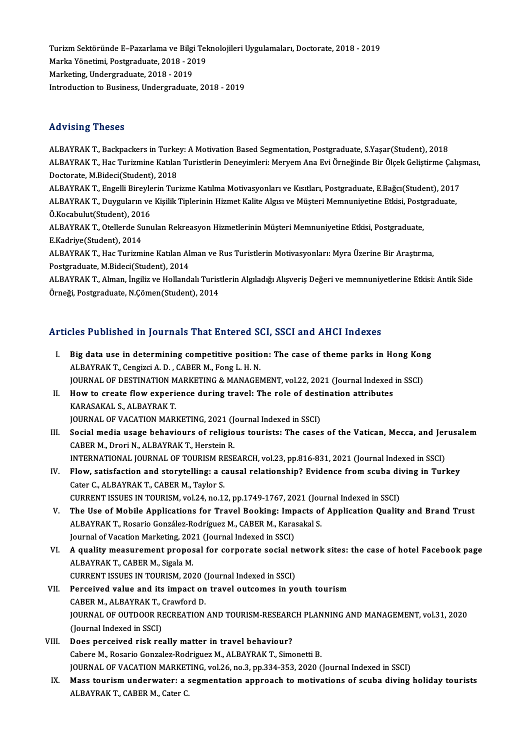Turizm Sektöründe E–Pazarlama ve Bilgi Teknolojileri Uygulamaları, Doctorate, 2018 - 2019
Marka Yönetimi, Postgraduate, 2018 - 2019
Marketing, Undergraduate, 2018 - 2019
Introduction to Business, Undergraduate, 2018 - 2019

## Advising Theses

ALBAYRAK T., Backpackers in Turkey: A Motivation Based Segmentation, Postgraduate, S.Yaşar(Student), 2018
ALBAYRAK T., Hac Turizmine Katılan Turistlerin Deneyimleri: Meryem Ana Evi Örneğinde Bir Ölçek Geliştirme Çalışması, Doctorate, M.Bideci(Student), 2018
ALBAYRAK T., Engelli Bireylerin Turizme Katılma Motivasyonları ve Kısıtları, Postgraduate, E.Bağcı(Student), 2017
ALBAYRAK T., Duyguların ve Kişilik Tiplerinin Hizmet Kalite Algısı ve Müşteri Memnuniyetine Etkisi, Postgraduate, Ö.Kocabulut(Student), 2016
ALBAYRAK T., Otellerde Sunulan Rekreasyon Hizmetlerinin Müşteri Memnuniyetine Etkisi, Postgraduate, E.Kadriye(Student), 2014
ALBAYRAK T., Hac Turizmine Katılan Alman ve Rus Turistlerin Motivasyonları: Myra Üzerine Bir Araştırma, Postgraduate, M.Bideci(Student), 2014
ALBAYRAK T., Alman, İngiliz ve Hollandalı Turistlerin Algıladığı Alışveriş Değeri ve memnuniyetlerine Etkisi: Antik Side Örneği, Postgraduate, N.Çömen(Student), 2014

## Articles Published in Journals That Entered SCI, SSCI and AHCI Indexes

I. **Big data use in determining competitive position: The case of theme parks in Hong Kong**
ALBAYRAK T., Cengizci A. D. , CABER M., Fong L. H. N.
JOURNAL OF DESTINATION MARKETING & MANAGEMENT, vol.22, 2021 (Journal Indexed in SSCI)

II. **How to create flow experience during travel: The role of destination attributes**
KARASAKAL S., ALBAYRAK T.
JOURNAL OF VACATION MARKETING, 2021 (Journal Indexed in SSCI)

III. **Social media usage behaviours of religious tourists: The cases of the Vatican, Mecca, and Jerusalem**
CABER M., Drori N., ALBAYRAK T., Herstein R.
INTERNATIONAL JOURNAL OF TOURISM RESEARCH, vol.23, pp.816-831, 2021 (Journal Indexed in SSCI)

IV. **Flow, satisfaction and storytelling: a causal relationship? Evidence from scuba diving in Turkey**
Cater C., ALBAYRAK T., CABER M., Taylor S.
CURRENT ISSUES IN TOURISM, vol.24, no.12, pp.1749-1767, 2021 (Journal Indexed in SSCI)

V. **The Use of Mobile Applications for Travel Booking: Impacts of Application Quality and Brand Trust**
ALBAYRAK T., Rosario González-Rodríguez M., CABER M., Karasakal S.
Journal of Vacation Marketing, 2021 (Journal Indexed in SSCI)

VI. **A quality measurement proposal for corporate social network sites: the case of hotel Facebook page**
ALBAYRAK T., CABER M., Sigala M.
CURRENT ISSUES IN TOURISM, 2020 (Journal Indexed in SSCI)

VII. **Perceived value and its impact on travel outcomes in youth tourism**
CABER M., ALBAYRAK T., Crawford D.
JOURNAL OF OUTDOOR RECREATION AND TOURISM-RESEARCH PLANNING AND MANAGEMENT, vol.31, 2020 (Journal Indexed in SSCI)

VIII. **Does perceived risk really matter in travel behaviour?**
Cabere M., Rosario Gonzalez-Rodriguez M., ALBAYRAK T., Simonetti B.
JOURNAL OF VACATION MARKETING, vol.26, no.3, pp.334-353, 2020 (Journal Indexed in SSCI)

IX. **Mass tourism underwater: a segmentation approach to motivations of scuba diving holiday tourists**
ALBAYRAK T., CABER M., Cater C.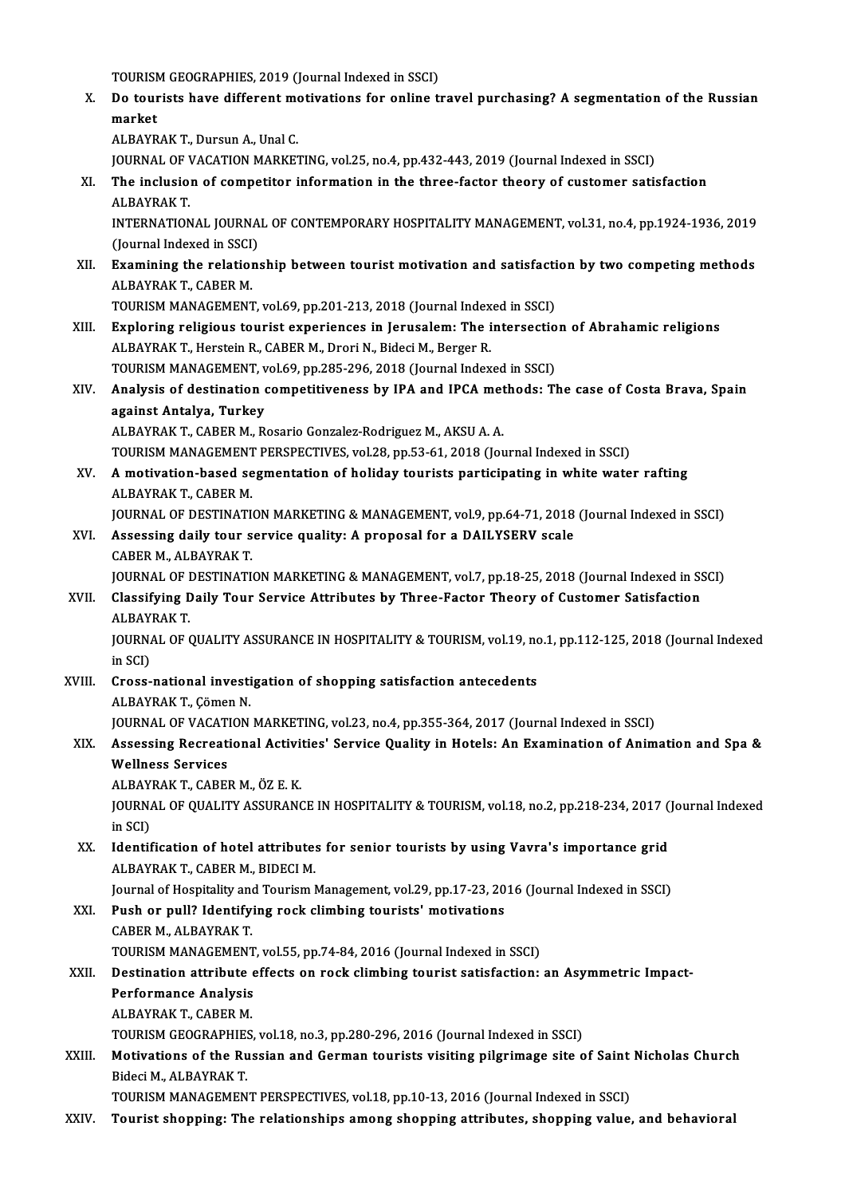TOURISM GEOGRAPHIES, 2019 (Journal Indexed in SSCI)

X. **Do tourists have different motivations for online travel purchasing? A segmentation of the Russian market**
ALBAYRAK T., Dursun A., Unal C.
JOURNAL OF VACATION MARKETING, vol.25, no.4, pp.432-443, 2019 (Journal Indexed in SSCI)

XI. **The inclusion of competitor information in the three-factor theory of customer satisfaction**
ALBAYRAK T.
INTERNATIONAL JOURNAL OF CONTEMPORARY HOSPITALITY MANAGEMENT, vol.31, no.4, pp.1924-1936, 2019 (Journal Indexed in SSCI)

XII. **Examining the relationship between tourist motivation and satisfaction by two competing methods**
ALBAYRAK T., CABER M.
TOURISM MANAGEMENT, vol.69, pp.201-213, 2018 (Journal Indexed in SSCI)

XIII. **Exploring religious tourist experiences in Jerusalem: The intersection of Abrahamic religions**
ALBAYRAK T., Herstein R., CABER M., Drori N., Bideci M., Berger R.
TOURISM MANAGEMENT, vol.69, pp.285-296, 2018 (Journal Indexed in SSCI)

XIV. **Analysis of destination competitiveness by IPA and IPCA methods: The case of Costa Brava, Spain against Antalya, Turkey**
ALBAYRAK T., CABER M., Rosario Gonzalez-Rodriguez M., AKSU A. A.
TOURISM MANAGEMENT PERSPECTIVES, vol.28, pp.53-61, 2018 (Journal Indexed in SSCI)

XV. **A motivation-based segmentation of holiday tourists participating in white water rafting**
ALBAYRAK T., CABER M.
JOURNAL OF DESTINATION MARKETING & MANAGEMENT, vol.9, pp.64-71, 2018 (Journal Indexed in SSCI)

XVI. **Assessing daily tour service quality: A proposal for a DAILYSERV scale**
CABER M., ALBAYRAK T.
JOURNAL OF DESTINATION MARKETING & MANAGEMENT, vol.7, pp.18-25, 2018 (Journal Indexed in SSCI)

XVII. **Classifying Daily Tour Service Attributes by Three-Factor Theory of Customer Satisfaction**
ALBAYRAK T.
JOURNAL OF QUALITY ASSURANCE IN HOSPITALITY & TOURISM, vol.19, no.1, pp.112-125, 2018 (Journal Indexed in SCI)

XVIII. **Cross-national investigation of shopping satisfaction antecedents**
ALBAYRAK T., Çömen N.
JOURNAL OF VACATION MARKETING, vol.23, no.4, pp.355-364, 2017 (Journal Indexed in SSCI)

XIX. **Assessing Recreational Activities' Service Quality in Hotels: An Examination of Animation and Spa & Wellness Services**
ALBAYRAK T., CABER M., ÖZ E. K.
JOURNAL OF QUALITY ASSURANCE IN HOSPITALITY & TOURISM, vol.18, no.2, pp.218-234, 2017 (Journal Indexed in SCI)

XX. **Identification of hotel attributes for senior tourists by using Vavra's importance grid**
ALBAYRAK T., CABER M., BIDECI M.
Journal of Hospitality and Tourism Management, vol.29, pp.17-23, 2016 (Journal Indexed in SSCI)

XXI. **Push or pull? Identifying rock climbing tourists' motivations**
CABER M., ALBAYRAK T.
TOURISM MANAGEMENT, vol.55, pp.74-84, 2016 (Journal Indexed in SSCI)

XXII. **Destination attribute effects on rock climbing tourist satisfaction: an Asymmetric Impact-Performance Analysis**
ALBAYRAK T., CABER M.
TOURISM GEOGRAPHIES, vol.18, no.3, pp.280-296, 2016 (Journal Indexed in SSCI)

XXIII. **Motivations of the Russian and German tourists visiting pilgrimage site of Saint Nicholas Church**
Bideci M., ALBAYRAK T.
TOURISM MANAGEMENT PERSPECTIVES, vol.18, pp.10-13, 2016 (Journal Indexed in SSCI)

XXIV. **Tourist shopping: The relationships among shopping attributes, shopping value, and behavioral**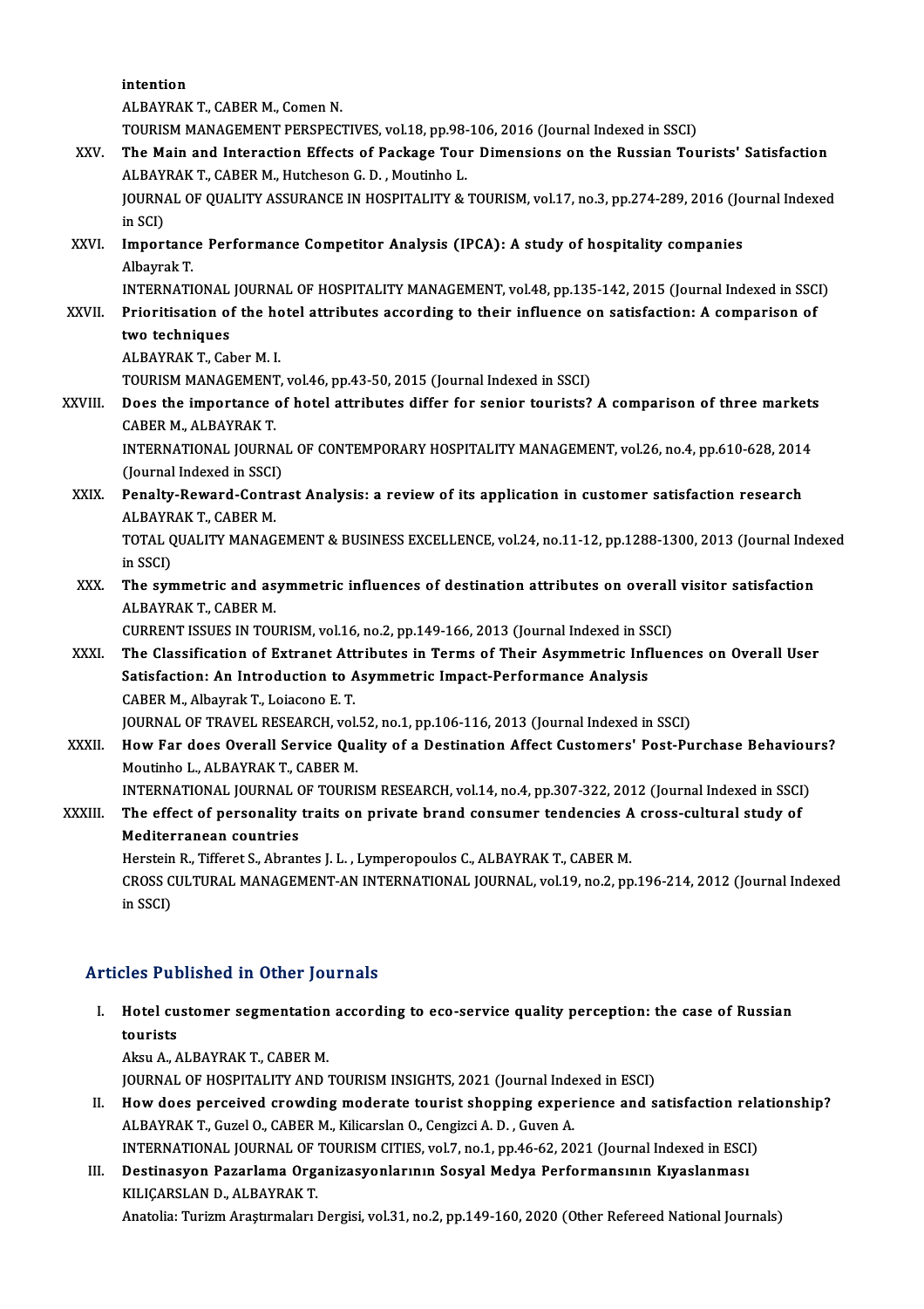intention
ALBAYRAK T., CABER M., Comen N.
TOURISM MANAGEMENT PERSPECTIVES, vol.18, pp.98-106, 2016 (Journal Indexed in SSCI)

XXV. **The Main and Interaction Effects of Package Tour Dimensions on the Russian Tourists' Satisfaction**
ALBAYRAK T., CABER M., Hutcheson G. D. , Moutinho L.
JOURNAL OF QUALITY ASSURANCE IN HOSPITALITY & TOURISM, vol.17, no.3, pp.274-289, 2016 (Journal Indexed in SCI)

XXVI. **Importance Performance Competitor Analysis (IPCA): A study of hospitality companies**
Albayrak T.
INTERNATIONAL JOURNAL OF HOSPITALITY MANAGEMENT, vol.48, pp.135-142, 2015 (Journal Indexed in SSCI)

XXVII. **Prioritisation of the hotel attributes according to their influence on satisfaction: A comparison of two techniques**
ALBAYRAK T., Caber M. I.
TOURISM MANAGEMENT, vol.46, pp.43-50, 2015 (Journal Indexed in SSCI)

XXVIII. **Does the importance of hotel attributes differ for senior tourists? A comparison of three markets**
CABER M., ALBAYRAK T.
INTERNATIONAL JOURNAL OF CONTEMPORARY HOSPITALITY MANAGEMENT, vol.26, no.4, pp.610-628, 2014 (Journal Indexed in SSCI)

XXIX. **Penalty-Reward-Contrast Analysis: a review of its application in customer satisfaction research**
ALBAYRAK T., CABER M.
TOTAL QUALITY MANAGEMENT & BUSINESS EXCELLENCE, vol.24, no.11-12, pp.1288-1300, 2013 (Journal Indexed in SSCI)

XXX. **The symmetric and asymmetric influences of destination attributes on overall visitor satisfaction**
ALBAYRAK T., CABER M.
CURRENT ISSUES IN TOURISM, vol.16, no.2, pp.149-166, 2013 (Journal Indexed in SSCI)

XXXI. **The Classification of Extranet Attributes in Terms of Their Asymmetric Influences on Overall User Satisfaction: An Introduction to Asymmetric Impact-Performance Analysis**
CABER M., Albayrak T., Loiacono E. T.
JOURNAL OF TRAVEL RESEARCH, vol.52, no.1, pp.106-116, 2013 (Journal Indexed in SSCI)

XXXII. **How Far does Overall Service Quality of a Destination Affect Customers' Post-Purchase Behaviours?**
Moutinho L., ALBAYRAK T., CABER M.
INTERNATIONAL JOURNAL OF TOURISM RESEARCH, vol.14, no.4, pp.307-322, 2012 (Journal Indexed in SSCI)

XXXIII. **The effect of personality traits on private brand consumer tendencies A cross-cultural study of Mediterranean countries**
Herstein R., Tifferet S., Abrantes J. L. , Lymperopoulos C., ALBAYRAK T., CABER M.
CROSS CULTURAL MANAGEMENT-AN INTERNATIONAL JOURNAL, vol.19, no.2, pp.196-214, 2012 (Journal Indexed in SSCI)

## Articles Published in Other Journals

I. **Hotel customer segmentation according to eco-service quality perception: the case of Russian tourists**
Aksu A., ALBAYRAK T., CABER M.
JOURNAL OF HOSPITALITY AND TOURISM INSIGHTS, 2021 (Journal Indexed in ESCI)

II. **How does perceived crowding moderate tourist shopping experience and satisfaction relationship?**
ALBAYRAK T., Guzel O., CABER M., Kilicarslan O., Cengizci A. D. , Guven A.
INTERNATIONAL JOURNAL OF TOURISM CITIES, vol.7, no.1, pp.46-62, 2021 (Journal Indexed in ESCI)

III. **Destinasyon Pazarlama Organizasyonlarının Sosyal Medya Performansının Kıyaslanması**
KILIÇARSLAN D., ALBAYRAK T.
Anatolia: Turizm Araştırmaları Dergisi, vol.31, no.2, pp.149-160, 2020 (Other Refereed National Journals)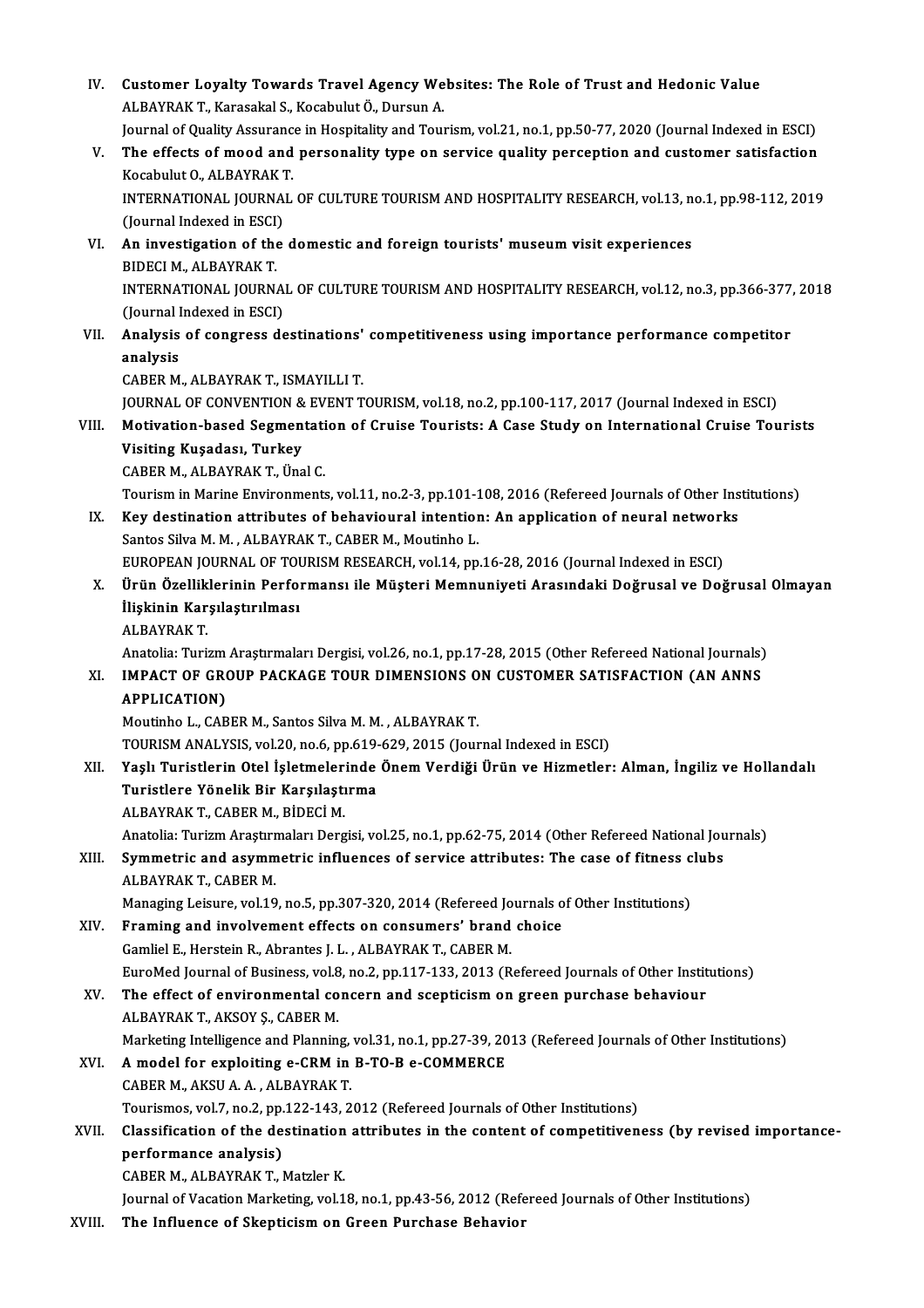IV. **Customer Loyalty Towards Travel Agency Websites: The Role of Trust and Hedonic Value**
ALBAYRAK T., Karasakal S., Kocabulut Ö., Dursun A.
Journal of Quality Assurance in Hospitality and Tourism, vol.21, no.1, pp.50-77, 2020 (Journal Indexed in ESCI)

V. **The effects of mood and personality type on service quality perception and customer satisfaction**
Kocabulut O., ALBAYRAK T.
INTERNATIONAL JOURNAL OF CULTURE TOURISM AND HOSPITALITY RESEARCH, vol.13, no.1, pp.98-112, 2019 (Journal Indexed in ESCI)

VI. **An investigation of the domestic and foreign tourists' museum visit experiences**
BIDECI M., ALBAYRAK T.
INTERNATIONAL JOURNAL OF CULTURE TOURISM AND HOSPITALITY RESEARCH, vol.12, no.3, pp.366-377, 2018 (Journal Indexed in ESCI)

VII. **Analysis of congress destinations' competitiveness using importance performance competitor analysis**
CABER M., ALBAYRAK T., ISMAYILLI T.
JOURNAL OF CONVENTION & EVENT TOURISM, vol.18, no.2, pp.100-117, 2017 (Journal Indexed in ESCI)

VIII. **Motivation-based Segmentation of Cruise Tourists: A Case Study on International Cruise Tourists Visiting Kuşadası, Turkey**
CABER M., ALBAYRAK T., Ünal C.
Tourism in Marine Environments, vol.11, no.2-3, pp.101-108, 2016 (Refereed Journals of Other Institutions)

IX. **Key destination attributes of behavioural intention: An application of neural networks**
Santos Silva M. M. , ALBAYRAK T., CABER M., Moutinho L.
EUROPEAN JOURNAL OF TOURISM RESEARCH, vol.14, pp.16-28, 2016 (Journal Indexed in ESCI)

X. **Ürün Özelliklerinin Performansı ile Müşteri Memnuniyeti Arasındaki Doğrusal ve Doğrusal Olmayan İlişkinin Karşılaştırılması**
ALBAYRAK T.
Anatolia: Turizm Araştırmaları Dergisi, vol.26, no.1, pp.17-28, 2015 (Other Refereed National Journals)

XI. **IMPACT OF GROUP PACKAGE TOUR DIMENSIONS ON CUSTOMER SATISFACTION (AN ANNS APPLICATION)**
Moutinho L., CABER M., Santos Silva M. M. , ALBAYRAK T.
TOURISM ANALYSIS, vol.20, no.6, pp.619-629, 2015 (Journal Indexed in ESCI)

XII. **Yaşlı Turistlerin Otel İşletmelerinde Önem Verdiği Ürün ve Hizmetler: Alman, İngiliz ve Hollandalı Turistlere Yönelik Bir Karşılaştırma**
ALBAYRAK T., CABER M., BİDECİ M.
Anatolia: Turizm Araştırmaları Dergisi, vol.25, no.1, pp.62-75, 2014 (Other Refereed National Journals)

XIII. **Symmetric and asymmetric influences of service attributes: The case of fitness clubs**
ALBAYRAK T., CABER M.
Managing Leisure, vol.19, no.5, pp.307-320, 2014 (Refereed Journals of Other Institutions)

XIV. **Framing and involvement effects on consumers' brand choice**
Gamliel E., Herstein R., Abrantes J. L. , ALBAYRAK T., CABER M.
EuroMed Journal of Business, vol.8, no.2, pp.117-133, 2013 (Refereed Journals of Other Institutions)

XV. **The effect of environmental concern and scepticism on green purchase behaviour**
ALBAYRAK T., AKSOY Ş., CABER M.
Marketing Intelligence and Planning, vol.31, no.1, pp.27-39, 2013 (Refereed Journals of Other Institutions)

XVI. **A model for exploiting e-CRM in B-TO-B e-COMMERCE**
CABER M., AKSU A. A. , ALBAYRAK T.
Tourismos, vol.7, no.2, pp.122-143, 2012 (Refereed Journals of Other Institutions)

XVII. **Classification of the destination attributes in the content of competitiveness (by revised importance-performance analysis)**
CABER M., ALBAYRAK T., Matzler K.
Journal of Vacation Marketing, vol.18, no.1, pp.43-56, 2012 (Refereed Journals of Other Institutions)

XVIII. **The Influence of Skepticism on Green Purchase Behavior**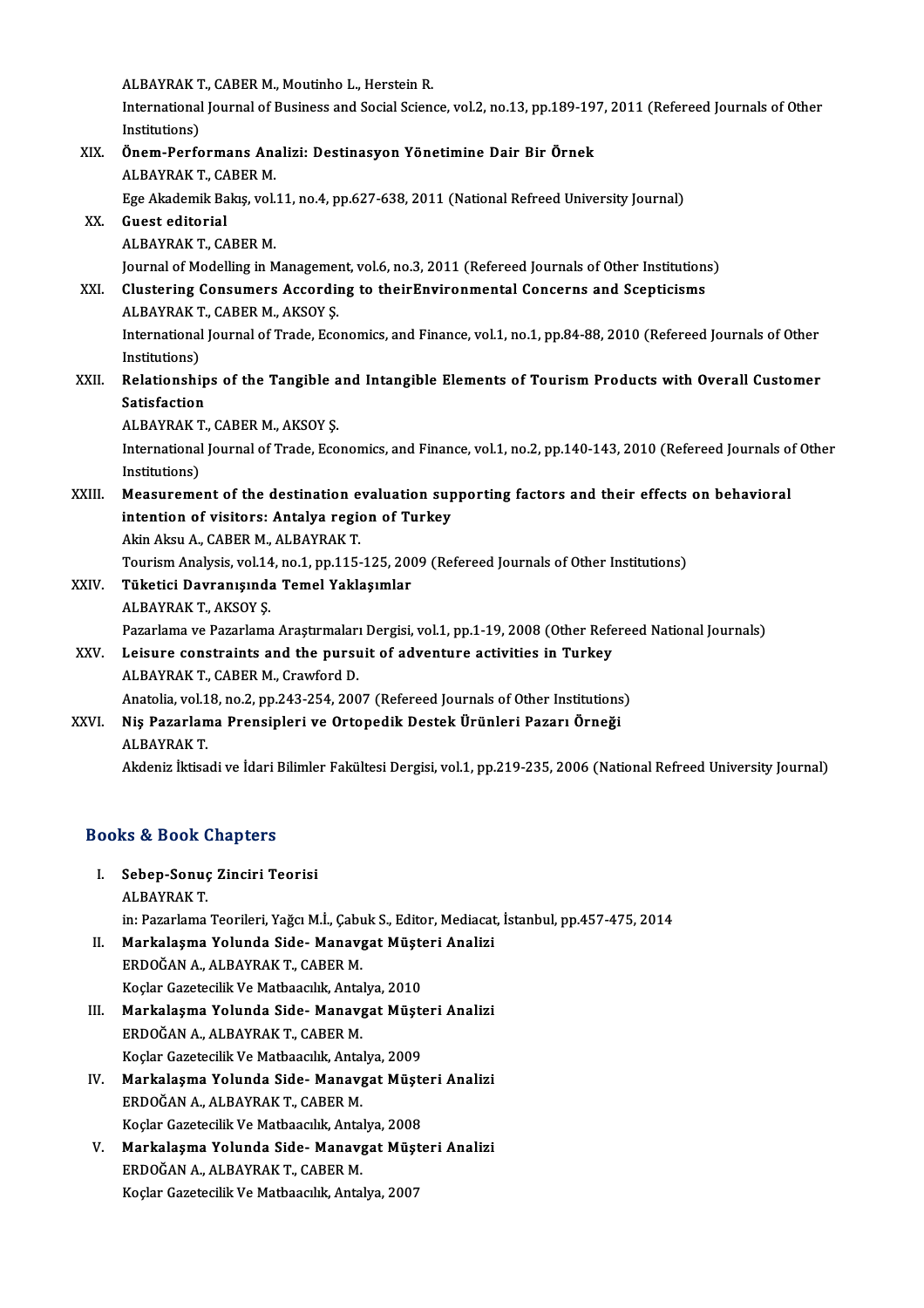ALBAYRAK T., CABER M., Moutinho L., Herstein R.
International Journal of Business and Social Science, vol.2, no.13, pp.189-197, 2011 (Refereed Journals of Other Institutions)

XIX. **Önem-Performans Analizi: Destinasyon Yönetimine Dair Bir Örnek**
ALBAYRAK T., CABER M.
Ege Akademik Bakış, vol.11, no.4, pp.627-638, 2011 (National Refreed University Journal)

XX. **Guest editorial**
ALBAYRAK T., CABER M.
Journal of Modelling in Management, vol.6, no.3, 2011 (Refereed Journals of Other Institutions)

XXI. **Clustering Consumers According to theirEnvironmental Concerns and Scepticisms**
ALBAYRAK T., CABER M., AKSOY Ş.
International Journal of Trade, Economics, and Finance, vol.1, no.1, pp.84-88, 2010 (Refereed Journals of Other Institutions)

XXII. **Relationships of the Tangible and Intangible Elements of Tourism Products with Overall Customer Satisfaction**
ALBAYRAK T., CABER M., AKSOY Ş.
International Journal of Trade, Economics, and Finance, vol.1, no.2, pp.140-143, 2010 (Refereed Journals of Other Institutions)

XXIII. **Measurement of the destination evaluation supporting factors and their effects on behavioral intention of visitors: Antalya region of Turkey**
Akin Aksu A., CABER M., ALBAYRAK T.
Tourism Analysis, vol.14, no.1, pp.115-125, 2009 (Refereed Journals of Other Institutions)

XXIV. **Tüketici Davranışında Temel Yaklaşımlar**
ALBAYRAK T., AKSOY Ş.
Pazarlama ve Pazarlama Araştırmaları Dergisi, vol.1, pp.1-19, 2008 (Other Refereed National Journals)

XXV. **Leisure constraints and the pursuit of adventure activities in Turkey**
ALBAYRAK T., CABER M., Crawford D.
Anatolia, vol.18, no.2, pp.243-254, 2007 (Refereed Journals of Other Institutions)

XXVI. **Niş Pazarlama Prensipleri ve Ortopedik Destek Ürünleri Pazarı Örneği**
ALBAYRAK T.
Akdeniz İktisadi ve İdari Bilimler Fakültesi Dergisi, vol.1, pp.219-235, 2006 (National Refreed University Journal)

## Books & Book Chapters

I. **Sebep-Sonuç Zinciri Teorisi**
ALBAYRAK T.
in: Pazarlama Teorileri, Yağcı M.İ., Çabuk S., Editor, Mediacat, İstanbul, pp.457-475, 2014

II. **Markalaşma Yolunda Side- Manavgat Müşteri Analizi**
ERDOĞAN A., ALBAYRAK T., CABER M.
Koçlar Gazetecilik Ve Matbaacılık, Antalya, 2010

III. **Markalaşma Yolunda Side- Manavgat Müşteri Analizi**
ERDOĞAN A., ALBAYRAK T., CABER M.
Koçlar Gazetecilik Ve Matbaacılık, Antalya, 2009

IV. **Markalaşma Yolunda Side- Manavgat Müşteri Analizi**
ERDOĞAN A., ALBAYRAK T., CABER M.
Koçlar Gazetecilik Ve Matbaacılık, Antalya, 2008

V. **Markalaşma Yolunda Side- Manavgat Müşteri Analizi**
ERDOĞAN A., ALBAYRAK T., CABER M.
Koçlar Gazetecilik Ve Matbaacılık, Antalya, 2007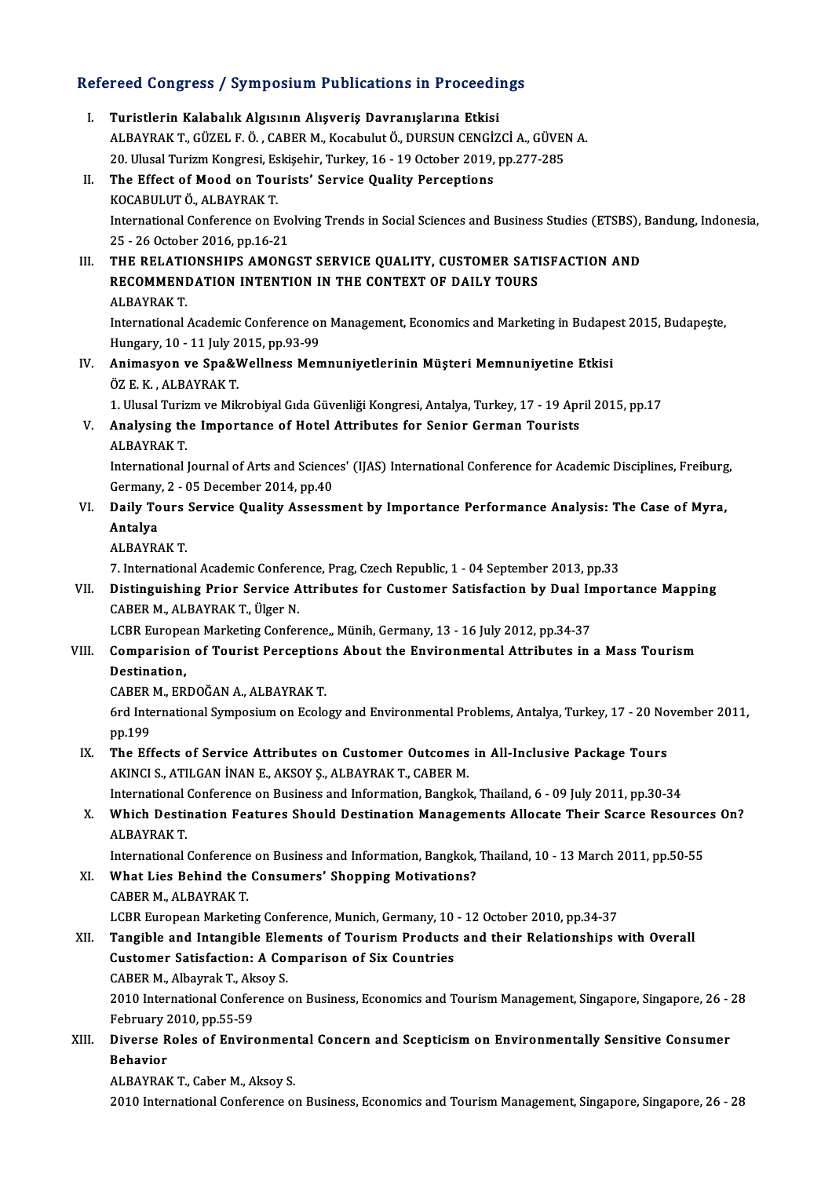## Refereed Congress / Symposium Publications in Proceedings

I. **Turistlerin Kalabalık Algısının Alışveriş Davranışlarına Etkisi**
   ALBAYRAK T., GÜZEL F. Ö. , CABER M., Kocabulut Ö., DURSUN CENGİZCİ A., GÜVEN A.
   20. Ulusal Turizm Kongresi, Eskişehir, Turkey, 16 - 19 October 2019, pp.277-285

II. **The Effect of Mood on Tourists' Service Quality Perceptions**
   KOCABULUT Ö., ALBAYRAK T.
   International Conference on Evolving Trends in Social Sciences and Business Studies (ETSBS), Bandung, Indonesia, 25 - 26 October 2016, pp.16-21

III. **THE RELATIONSHIPS AMONGST SERVICE QUALITY, CUSTOMER SATISFACTION AND RECOMMENDATION INTENTION IN THE CONTEXT OF DAILY TOURS**
   ALBAYRAK T.
   International Academic Conference on Management, Economics and Marketing in Budapest 2015, Budapeşte, Hungary, 10 - 11 July 2015, pp.93-99

IV. **Animasyon ve Spa&Wellness Memnuniyetlerinin Müşteri Memnuniyetine Etkisi**
   ÖZ E. K. , ALBAYRAK T.
   1. Ulusal Turizm ve Mikrobiyal Gıda Güvenliği Kongresi, Antalya, Turkey, 17 - 19 April 2015, pp.17

V. **Analysing the Importance of Hotel Attributes for Senior German Tourists**
   ALBAYRAK T.
   International Journal of Arts and Sciences' (IJAS) International Conference for Academic Disciplines, Freiburg, Germany, 2 - 05 December 2014, pp.40

VI. **Daily Tours Service Quality Assessment by Importance Performance Analysis: The Case of Myra, Antalya**
   ALBAYRAK T.
   7. International Academic Conference, Prag, Czech Republic, 1 - 04 September 2013, pp.33

VII. **Distinguishing Prior Service Attributes for Customer Satisfaction by Dual Importance Mapping**
   CABER M., ALBAYRAK T., Ülger N.
   LCBR European Marketing Conference,, Münih, Germany, 13 - 16 July 2012, pp.34-37

VIII. **Comparision of Tourist Perceptions About the Environmental Attributes in a Mass Tourism Destination,**
   CABER M., ERDOĞAN A., ALBAYRAK T.
   6rd International Symposium on Ecology and Environmental Problems, Antalya, Turkey, 17 - 20 November 2011, pp.199

IX. **The Effects of Service Attributes on Customer Outcomes in All-Inclusive Package Tours**
   AKINCI S., ATILGAN İNAN E., AKSOY Ş., ALBAYRAK T., CABER M.
   International Conference on Business and Information, Bangkok, Thailand, 6 - 09 July 2011, pp.30-34

X. **Which Destination Features Should Destination Managements Allocate Their Scarce Resources On?**
   ALBAYRAK T.
   International Conference on Business and Information, Bangkok, Thailand, 10 - 13 March 2011, pp.50-55

XI. **What Lies Behind the Consumers' Shopping Motivations?**
   CABER M., ALBAYRAK T.
   LCBR European Marketing Conference, Munich, Germany, 10 - 12 October 2010, pp.34-37

XII. **Tangible and Intangible Elements of Tourism Products and their Relationships with Overall Customer Satisfaction: A Comparison of Six Countries**
   CABER M., Albayrak T., Aksoy S.
   2010 International Conference on Business, Economics and Tourism Management, Singapore, Singapore, 26 - 28 February 2010, pp.55-59

XIII. **Diverse Roles of Environmental Concern and Scepticism on Environmentally Sensitive Consumer Behavior**
   ALBAYRAK T., Caber M., Aksoy S.
   2010 International Conference on Business, Economics and Tourism Management, Singapore, Singapore, 26 - 28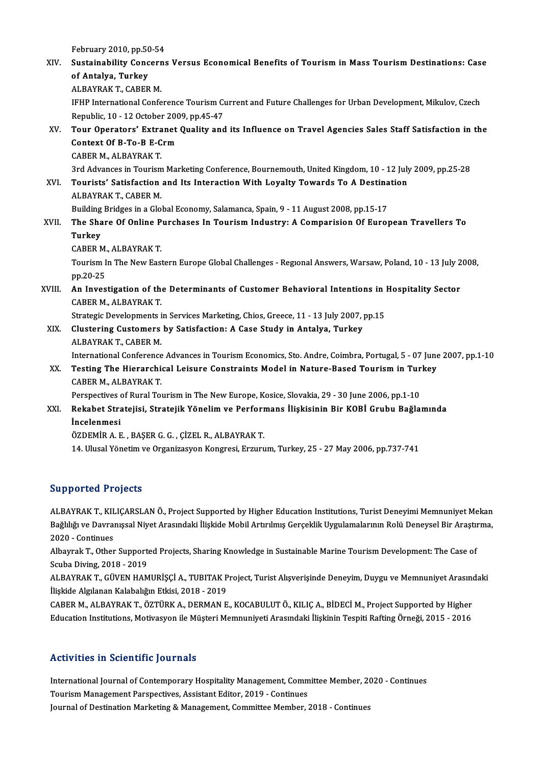February 2010, pp.50-54

XIV. **Sustainability Concerns Versus Economical Benefits of Tourism in Mass Tourism Destinations: Case of Antalya, Turkey**
ALBAYRAK T., CABER M.
IFHP International Conference Tourism Current and Future Challenges for Urban Development, Mikulov, Czech Republic, 10 - 12 October 2009, pp.45-47

XV. **Tour Operators' Extranet Quality and its Influence on Travel Agencies Sales Staff Satisfaction in the Context Of B-To-B E-Crm**
CABER M., ALBAYRAK T.
3rd Advances in Tourism Marketing Conference, Bournemouth, United Kingdom, 10 - 12 July 2009, pp.25-28

XVI. **Tourists' Satisfaction and Its Interaction With Loyalty Towards To A Destination**
ALBAYRAK T., CABER M.
Building Bridges in a Global Economy, Salamanca, Spain, 9 - 11 August 2008, pp.15-17

XVII. **The Share Of Online Purchases In Tourism Industry: A Comparision Of European Travellers To Turkey**
CABER M., ALBAYRAK T.
Tourism In The New Eastern Europe Global Challenges - Regıonal Answers, Warsaw, Poland, 10 - 13 July 2008, pp.20-25

XVIII. **An Investigation of the Determinants of Customer Behavioral Intentions in Hospitality Sector**
CABER M., ALBAYRAK T.
Strategic Developments in Services Marketing, Chios, Greece, 11 - 13 July 2007, pp.15

XIX. **Clustering Customers by Satisfaction: A Case Study in Antalya, Turkey**
ALBAYRAK T., CABER M.
International Conference Advances in Tourism Economics, Sto. Andre, Coimbra, Portugal, 5 - 07 June 2007, pp.1-10

XX. **Testing The Hierarchical Leisure Constraints Model in Nature-Based Tourism in Turkey**
CABER M., ALBAYRAK T.
Perspectives of Rural Tourism in The New Europe, Kosice, Slovakia, 29 - 30 June 2006, pp.1-10

XXI. **Rekabet Stratejisi, Stratejik Yönelim ve Performans İlişkisinin Bir KOBİ Grubu Bağlamında İncelenmesi**
ÖZDEMİR A. E. , BAŞER G. G. , ÇİZEL R., ALBAYRAK T.
14. Ulusal Yönetim ve Organizasyon Kongresi, Erzurum, Turkey, 25 - 27 May 2006, pp.737-741

## Supported Projects

ALBAYRAK T., KILIÇARSLAN Ö., Project Supported by Higher Education Institutions, Turist Deneyimi Memnuniyet Mekan Bağlılığı ve Davranışsal Niyet Arasındaki İlişkide Mobil Artırılmış Gerçeklik Uygulamalarının Rolü Deneysel Bir Araştırma, 2020 - Continues

Albayrak T., Other Supported Projects, Sharing Knowledge in Sustainable Marine Tourism Development: The Case of Scuba Diving, 2018 - 2019

ALBAYRAK T., GÜVEN HAMURİŞÇİ A., TUBITAK Project, Turist Alışverişinde Deneyim, Duygu ve Memnuniyet Arasındaki İlişkide Algılanan Kalabalığın Etkisi, 2018 - 2019

CABER M., ALBAYRAK T., ÖZTÜRK A., DERMAN E., KOCABULUT Ö., KILIÇ A., BİDECİ M., Project Supported by Higher Education Institutions, Motivasyon ile Müşteri Memnuniyeti Arasındaki İlişkinin Tespiti Rafting Örneği, 2015 - 2016

## Activities in Scientific Journals

International Journal of Contemporary Hospitality Management, Committee Member, 2020 - Continues
Tourism Management Parspectives, Assistant Editor, 2019 - Continues
Journal of Destination Marketing & Management, Committee Member, 2018 - Continues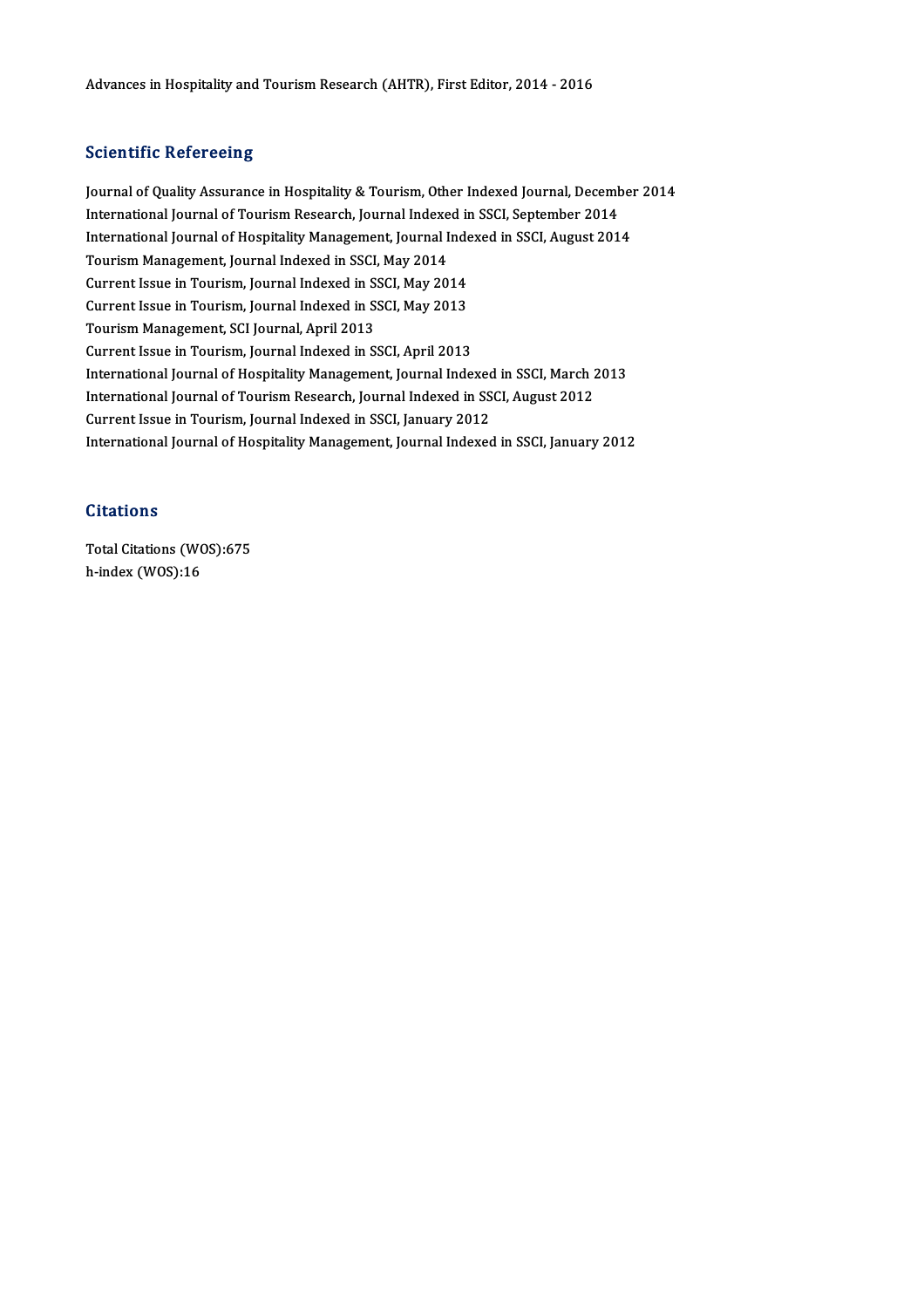Advances in Hospitality and Tourism Research (AHTR), First Editor, 2014 - 2016

## Scientific Refereeing

Journal of Quality Assurance in Hospitality & Tourism, Other Indexed Journal, December 2014
International Journal of Tourism Research, Journal Indexed in SSCI, September 2014
International Journal of Hospitality Management, Journal Indexed in SSCI, August 2014
Tourism Management, Journal Indexed in SSCI, May 2014
Current Issue in Tourism, Journal Indexed in SSCI, May 2014
Current Issue in Tourism, Journal Indexed in SSCI, May 2013
Tourism Management, SCI Journal, April 2013
Current Issue in Tourism, Journal Indexed in SSCI, April 2013
International Journal of Hospitality Management, Journal Indexed in SSCI, March 2013
International Journal of Tourism Research, Journal Indexed in SSCI, August 2012
Current Issue in Tourism, Journal Indexed in SSCI, January 2012
International Journal of Hospitality Management, Journal Indexed in SSCI, January 2012

## Citations

Total Citations (WOS):675
h-index (WOS):16